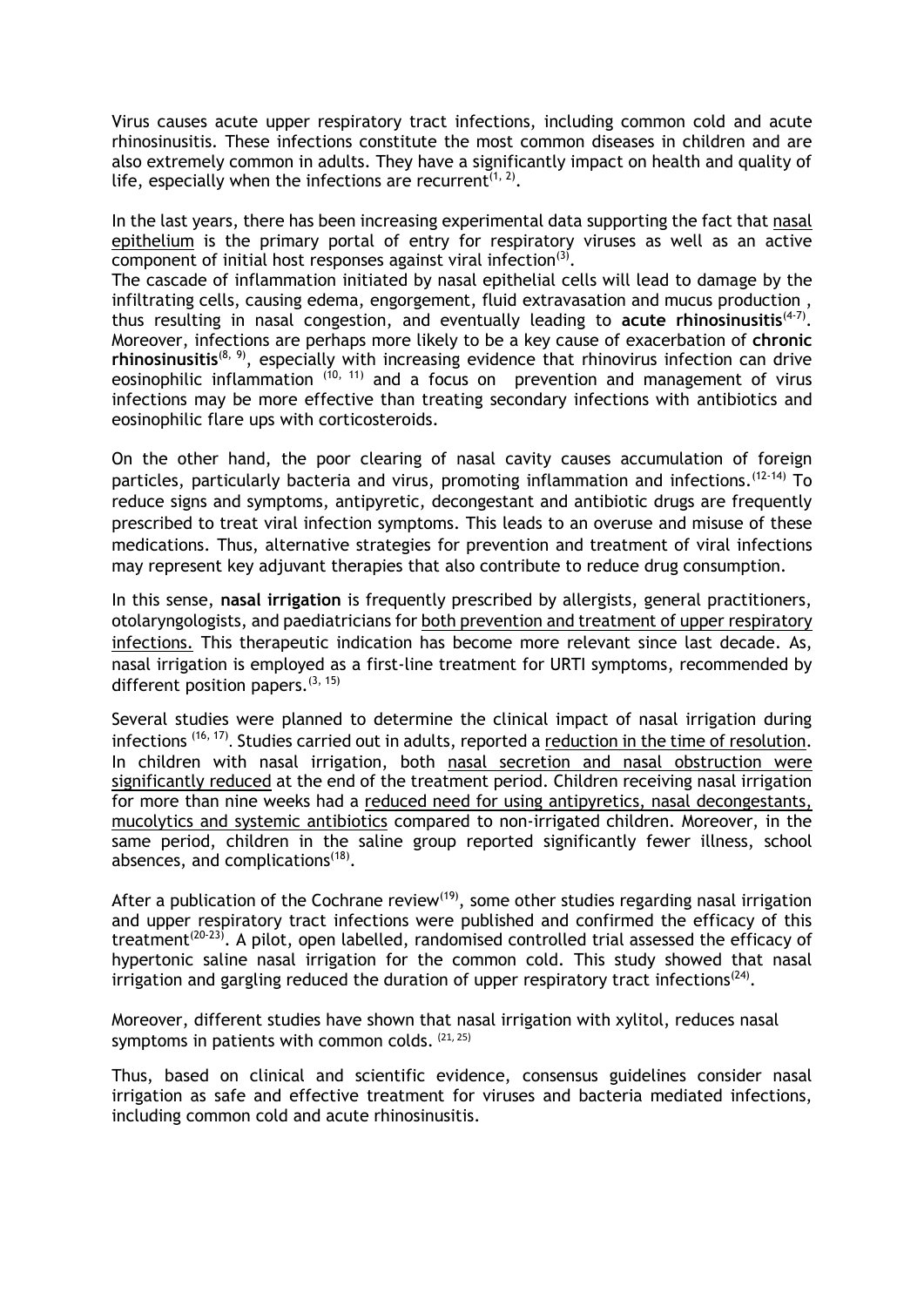Virus causes acute upper respiratory tract infections, including common cold and acute rhinosinusitis. These infections constitute the most common diseases in children and are also extremely common in adults. They have a significantly impact on health and quality of life, especially when the infections are recurrent[1, 2].

In the last years, there has been increasing experimental data supporting the fact that nasal epithelium is the primary portal of entry for respiratory viruses as well as an active component of initial host responses against viral infection[3].
The cascade of inflammation initiated by nasal epithelial cells will lead to damage by the infiltrating cells, causing edema, engorgement, fluid extravasation and mucus production , thus resulting in nasal congestion, and eventually leading to **acute rhinosinusitis**[4-7]. Moreover, infections are perhaps more likely to be a key cause of exacerbation of **chronic rhinosinusitis**[8, 9], especially with increasing evidence that rhinovirus infection can drive eosinophilic inflammation [10, 11] and a focus on prevention and management of virus infections may be more effective than treating secondary infections with antibiotics and eosinophilic flare ups with corticosteroids.

On the other hand, the poor clearing of nasal cavity causes accumulation of foreign particles, particularly bacteria and virus, promoting inflammation and infections.[12-14] To reduce signs and symptoms, antipyretic, decongestant and antibiotic drugs are frequently prescribed to treat viral infection symptoms. This leads to an overuse and misuse of these medications. Thus, alternative strategies for prevention and treatment of viral infections may represent key adjuvant therapies that also contribute to reduce drug consumption.

In this sense, **nasal irrigation** is frequently prescribed by allergists, general practitioners, otolaryngologists, and paediatricians for both prevention and treatment of upper respiratory infections. This therapeutic indication has become more relevant since last decade. As, nasal irrigation is employed as a first-line treatment for URTI symptoms, recommended by different position papers.[3, 15]

Several studies were planned to determine the clinical impact of nasal irrigation during infections [16, 17]. Studies carried out in adults, reported a reduction in the time of resolution. In children with nasal irrigation, both nasal secretion and nasal obstruction were significantly reduced at the end of the treatment period. Children receiving nasal irrigation for more than nine weeks had a reduced need for using antipyretics, nasal decongestants, mucolytics and systemic antibiotics compared to non-irrigated children. Moreover, in the same period, children in the saline group reported significantly fewer illness, school absences, and complications[18].

After a publication of the Cochrane review[19], some other studies regarding nasal irrigation and upper respiratory tract infections were published and confirmed the efficacy of this treatment[20-23]. A pilot, open labelled, randomised controlled trial assessed the efficacy of hypertonic saline nasal irrigation for the common cold. This study showed that nasal irrigation and gargling reduced the duration of upper respiratory tract infections[24].

Moreover, different studies have shown that nasal irrigation with xylitol, reduces nasal symptoms in patients with common colds. [21, 25]

Thus, based on clinical and scientific evidence, consensus guidelines consider nasal irrigation as safe and effective treatment for viruses and bacteria mediated infections, including common cold and acute rhinosinusitis.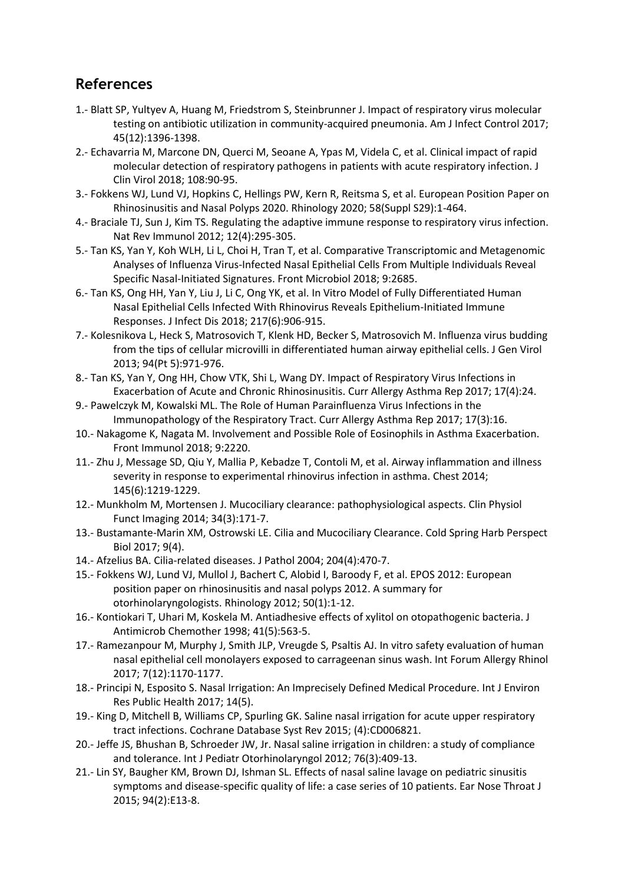## References

1.- Blatt SP, Yultyev A, Huang M, Friedstrom S, Steinbrunner J. Impact of respiratory virus molecular testing on antibiotic utilization in community-acquired pneumonia. Am J Infect Control 2017; 45(12):1396-1398.

2.- Echavarria M, Marcone DN, Querci M, Seoane A, Ypas M, Videla C, et al. Clinical impact of rapid molecular detection of respiratory pathogens in patients with acute respiratory infection. J Clin Virol 2018; 108:90-95.

3.- Fokkens WJ, Lund VJ, Hopkins C, Hellings PW, Kern R, Reitsma S, et al. European Position Paper on Rhinosinusitis and Nasal Polyps 2020. Rhinology 2020; 58(Suppl S29):1-464.

4.- Braciale TJ, Sun J, Kim TS. Regulating the adaptive immune response to respiratory virus infection. Nat Rev Immunol 2012; 12(4):295-305.

5.- Tan KS, Yan Y, Koh WLH, Li L, Choi H, Tran T, et al. Comparative Transcriptomic and Metagenomic Analyses of Influenza Virus-Infected Nasal Epithelial Cells From Multiple Individuals Reveal Specific Nasal-Initiated Signatures. Front Microbiol 2018; 9:2685.

6.- Tan KS, Ong HH, Yan Y, Liu J, Li C, Ong YK, et al. In Vitro Model of Fully Differentiated Human Nasal Epithelial Cells Infected With Rhinovirus Reveals Epithelium-Initiated Immune Responses. J Infect Dis 2018; 217(6):906-915.

7.- Kolesnikova L, Heck S, Matrosovich T, Klenk HD, Becker S, Matrosovich M. Influenza virus budding from the tips of cellular microvilli in differentiated human airway epithelial cells. J Gen Virol 2013; 94(Pt 5):971-976.

8.- Tan KS, Yan Y, Ong HH, Chow VTK, Shi L, Wang DY. Impact of Respiratory Virus Infections in Exacerbation of Acute and Chronic Rhinosinusitis. Curr Allergy Asthma Rep 2017; 17(4):24.

9.- Pawelczyk M, Kowalski ML. The Role of Human Parainfluenza Virus Infections in the Immunopathology of the Respiratory Tract. Curr Allergy Asthma Rep 2017; 17(3):16.

10.- Nakagome K, Nagata M. Involvement and Possible Role of Eosinophils in Asthma Exacerbation. Front Immunol 2018; 9:2220.

11.- Zhu J, Message SD, Qiu Y, Mallia P, Kebadze T, Contoli M, et al. Airway inflammation and illness severity in response to experimental rhinovirus infection in asthma. Chest 2014; 145(6):1219-1229.

12.- Munkholm M, Mortensen J. Mucociliary clearance: pathophysiological aspects. Clin Physiol Funct Imaging 2014; 34(3):171-7.

13.- Bustamante-Marin XM, Ostrowski LE. Cilia and Mucociliary Clearance. Cold Spring Harb Perspect Biol 2017; 9(4).

14.- Afzelius BA. Cilia-related diseases. J Pathol 2004; 204(4):470-7.

15.- Fokkens WJ, Lund VJ, Mullol J, Bachert C, Alobid I, Baroody F, et al. EPOS 2012: European position paper on rhinosinusitis and nasal polyps 2012. A summary for otorhinolaryngologists. Rhinology 2012; 50(1):1-12.

16.- Kontiokari T, Uhari M, Koskela M. Antiadhesive effects of xylitol on otopathogenic bacteria. J Antimicrob Chemother 1998; 41(5):563-5.

17.- Ramezanpour M, Murphy J, Smith JLP, Vreugde S, Psaltis AJ. In vitro safety evaluation of human nasal epithelial cell monolayers exposed to carrageenan sinus wash. Int Forum Allergy Rhinol 2017; 7(12):1170-1177.

18.- Principi N, Esposito S. Nasal Irrigation: An Imprecisely Defined Medical Procedure. Int J Environ Res Public Health 2017; 14(5).

19.- King D, Mitchell B, Williams CP, Spurling GK. Saline nasal irrigation for acute upper respiratory tract infections. Cochrane Database Syst Rev 2015; (4):CD006821.

20.- Jeffe JS, Bhushan B, Schroeder JW, Jr. Nasal saline irrigation in children: a study of compliance and tolerance. Int J Pediatr Otorhinolaryngol 2012; 76(3):409-13.

21.- Lin SY, Baugher KM, Brown DJ, Ishman SL. Effects of nasal saline lavage on pediatric sinusitis symptoms and disease-specific quality of life: a case series of 10 patients. Ear Nose Throat J 2015; 94(2):E13-8.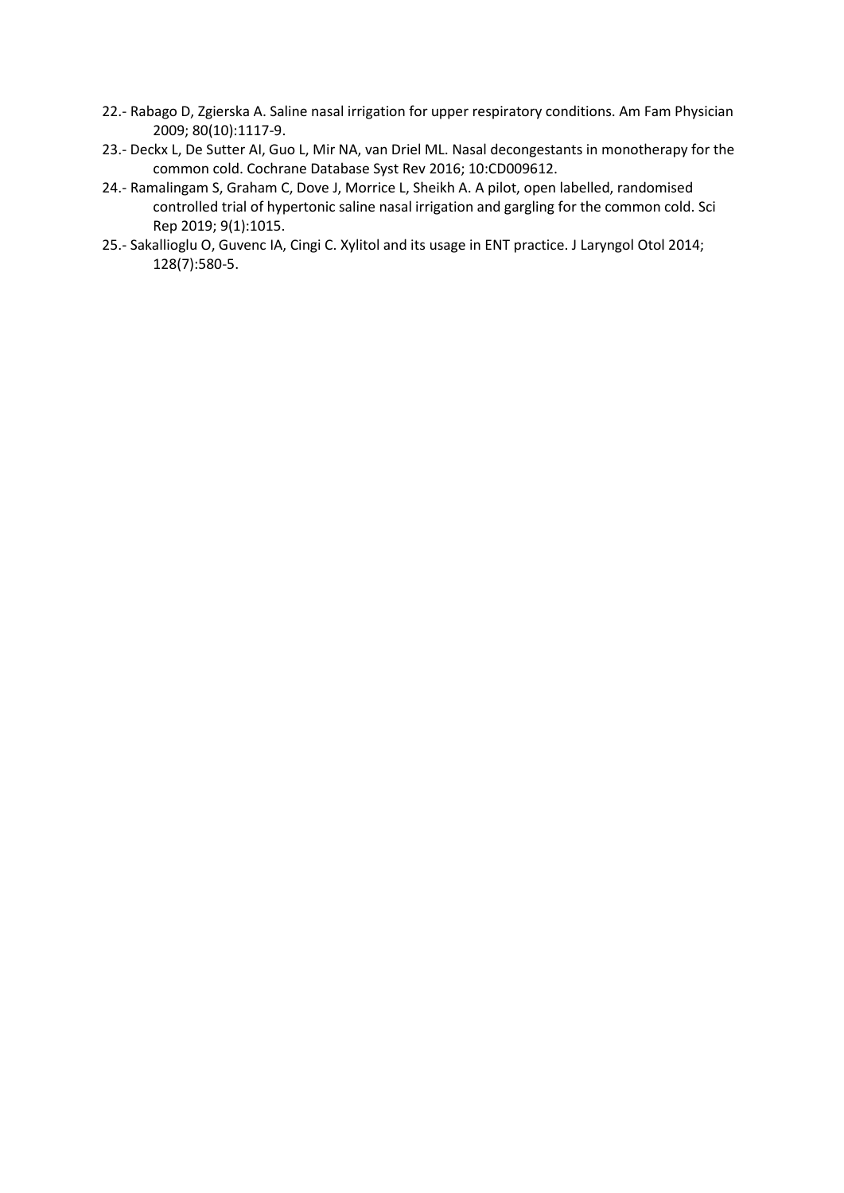22.- Rabago D, Zgierska A. Saline nasal irrigation for upper respiratory conditions. Am Fam Physician 2009; 80(10):1117-9.

23.- Deckx L, De Sutter AI, Guo L, Mir NA, van Driel ML. Nasal decongestants in monotherapy for the common cold. Cochrane Database Syst Rev 2016; 10:CD009612.

24.- Ramalingam S, Graham C, Dove J, Morrice L, Sheikh A. A pilot, open labelled, randomised controlled trial of hypertonic saline nasal irrigation and gargling for the common cold. Sci Rep 2019; 9(1):1015.

25.- Sakallioglu O, Guvenc IA, Cingi C. Xylitol and its usage in ENT practice. J Laryngol Otol 2014; 128(7):580-5.